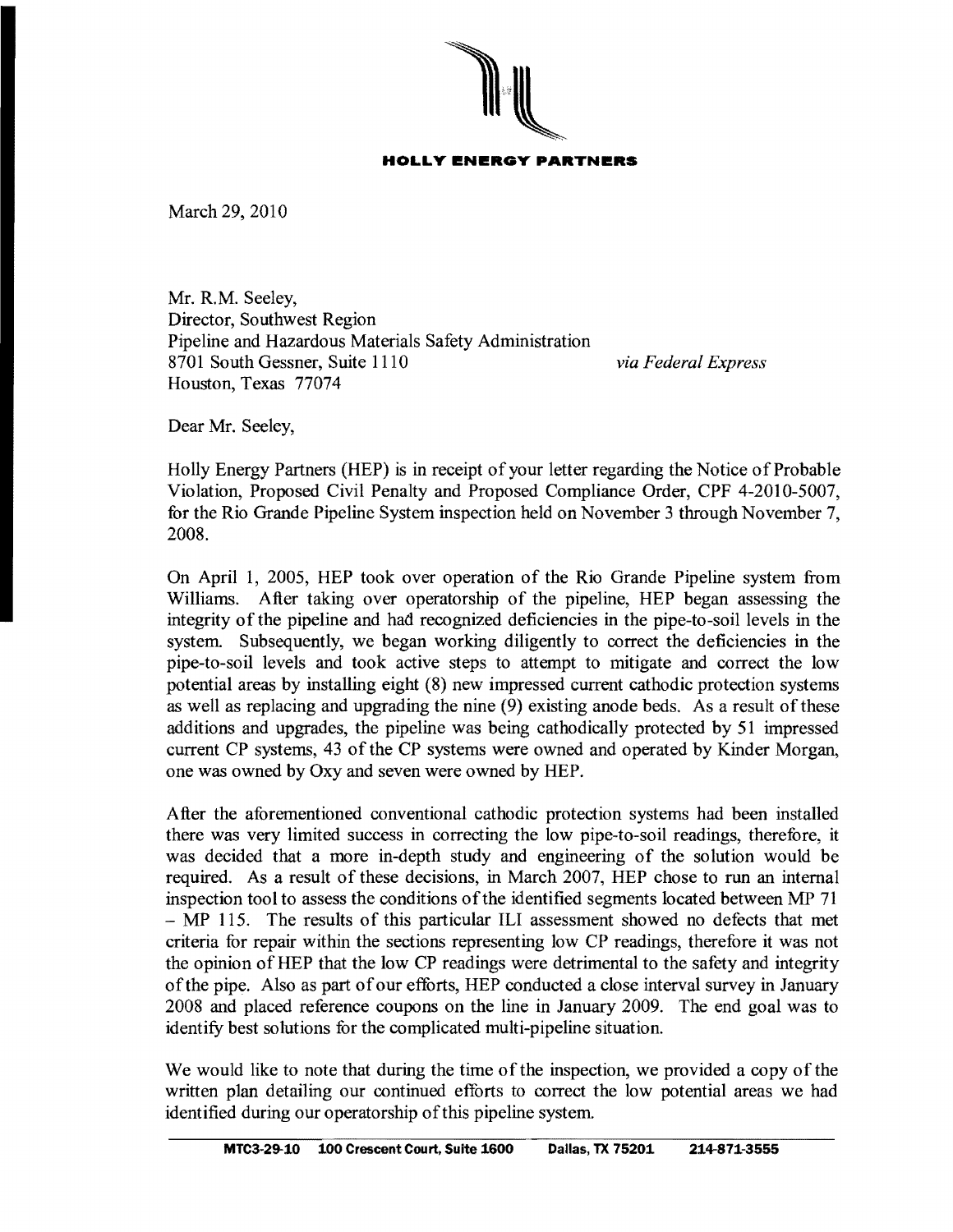**HOLLY ENERGY PARTNERS**

March 29, 2010

Mr. R.M. Seeley,
Director, Southwest Region
Pipeline and Hazardous Materials Safety Administration
8701 South Gessner, Suite 1110
Houston, Texas 77074

*via Federal Express*

Dear Mr. Seeley,

Holly Energy Partners (HEP) is in receipt of your letter regarding the Notice of Probable Violation, Proposed Civil Penalty and Proposed Compliance Order, CPF 4-2010-5007, for the Rio Grande Pipeline System inspection held on November 3 through November 7, 2008.

On April 1, 2005, HEP took over operation of the Rio Grande Pipeline system from Williams. After taking over operatorship of the pipeline, HEP began assessing the integrity of the pipeline and had recognized deficiencies in the pipe-to-soil levels in the system. Subsequently, we began working diligently to correct the deficiencies in the pipe-to-soil levels and took active steps to attempt to mitigate and correct the low potential areas by installing eight (8) new impressed current cathodic protection systems as well as replacing and upgrading the nine (9) existing anode beds. As a result of these additions and upgrades, the pipeline was being cathodically protected by 51 impressed current CP systems, 43 of the CP systems were owned and operated by Kinder Morgan, one was owned by Oxy and seven were owned by HEP.

After the aforementioned conventional cathodic protection systems had been installed there was very limited success in correcting the low pipe-to-soil readings, therefore, it was decided that a more in-depth study and engineering of the solution would be required. As a result of these decisions, in March 2007, HEP chose to run an internal inspection tool to assess the conditions of the identified segments located between MP 71 – MP 115. The results of this particular ILI assessment showed no defects that met criteria for repair within the sections representing low CP readings, therefore it was not the opinion of HEP that the low CP readings were detrimental to the safety and integrity of the pipe. Also as part of our efforts, HEP conducted a close interval survey in January 2008 and placed reference coupons on the line in January 2009. The end goal was to identify best solutions for the complicated multi-pipeline situation.

We would like to note that during the time of the inspection, we provided a copy of the written plan detailing our continued efforts to correct the low potential areas we had identified during our operatorship of this pipeline system.

MTC3-29-10 100 Crescent Court, Suite 1600 Dallas, TX 75201 214-871-3555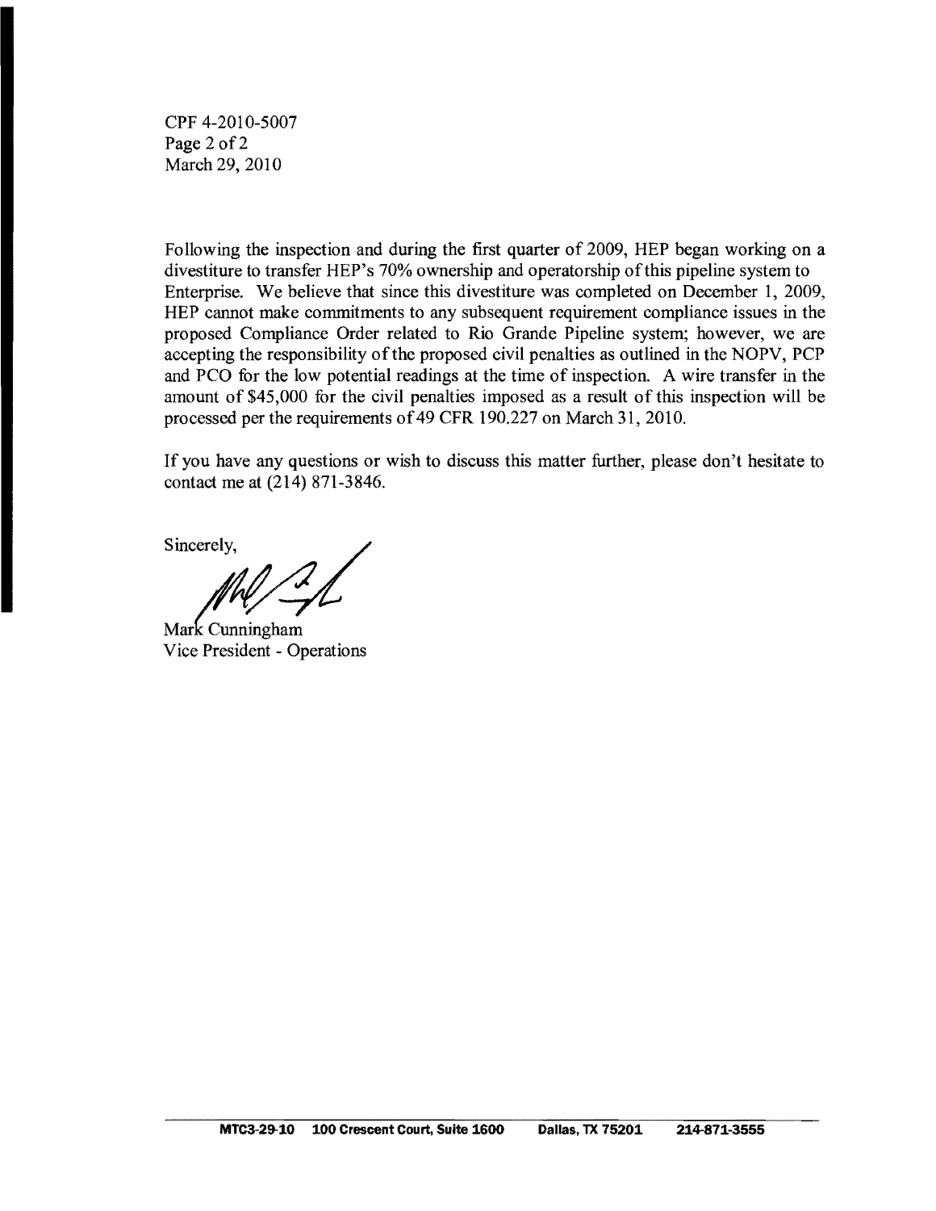CPF 4-2010-5007
Page 2 of 2
March 29, 2010

Following the inspection and during the first quarter of 2009, HEP began working on a divestiture to transfer HEP's 70% ownership and operatorship of this pipeline system to Enterprise. We believe that since this divestiture was completed on December 1, 2009, HEP cannot make commitments to any subsequent requirement compliance issues in the proposed Compliance Order related to Rio Grande Pipeline system; however, we are accepting the responsibility of the proposed civil penalties as outlined in the NOPV, PCP and PCO for the low potential readings at the time of inspection. A wire transfer in the amount of $45,000 for the civil penalties imposed as a result of this inspection will be processed per the requirements of 49 CFR 190.227 on March 31, 2010.

If you have any questions or wish to discuss this matter further, please don't hesitate to contact me at (214) 871-3846.

Sincerely,

Mark Cunningham
Vice President - Operations

MTC3-29-10 100 Crescent Court, Suite 1600 Dallas, TX 75201 214-871-3555